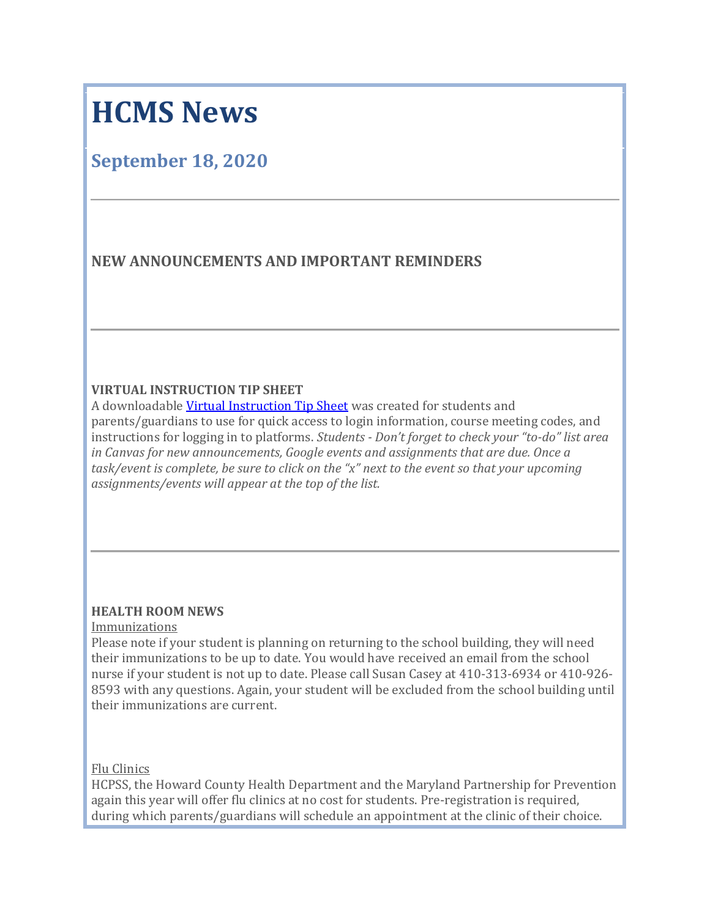# HCMS News

## September 18, 2020

---

### NEW ANNOUNCEMENTS AND IMPORTANT REMINDERS

---

**VIRTUAL INSTRUCTION TIP SHEET**

A downloadable [Virtual Instruction Tip Sheet]() was created for students and parents/guardians to use for quick access to login information, course meeting codes, and instructions for logging in to platforms. *Students - Don't forget to check your "to-do" list area in Canvas for new announcements, Google events and assignments that are due. Once a task/event is complete, be sure to click on the "x" next to the event so that your upcoming assignments/events will appear at the top of the list.*

---

**HEALTH ROOM NEWS**

Immunizations

Please note if your student is planning on returning to the school building, they will need their immunizations to be up to date. You would have received an email from the school nurse if your student is not up to date. Please call Susan Casey at 410-313-6934 or 410-926-8593 with any questions. Again, your student will be excluded from the school building until their immunizations are current.

Flu Clinics

HCPSS, the Howard County Health Department and the Maryland Partnership for Prevention again this year will offer flu clinics at no cost for students. Pre-registration is required, during which parents/guardians will schedule an appointment at the clinic of their choice.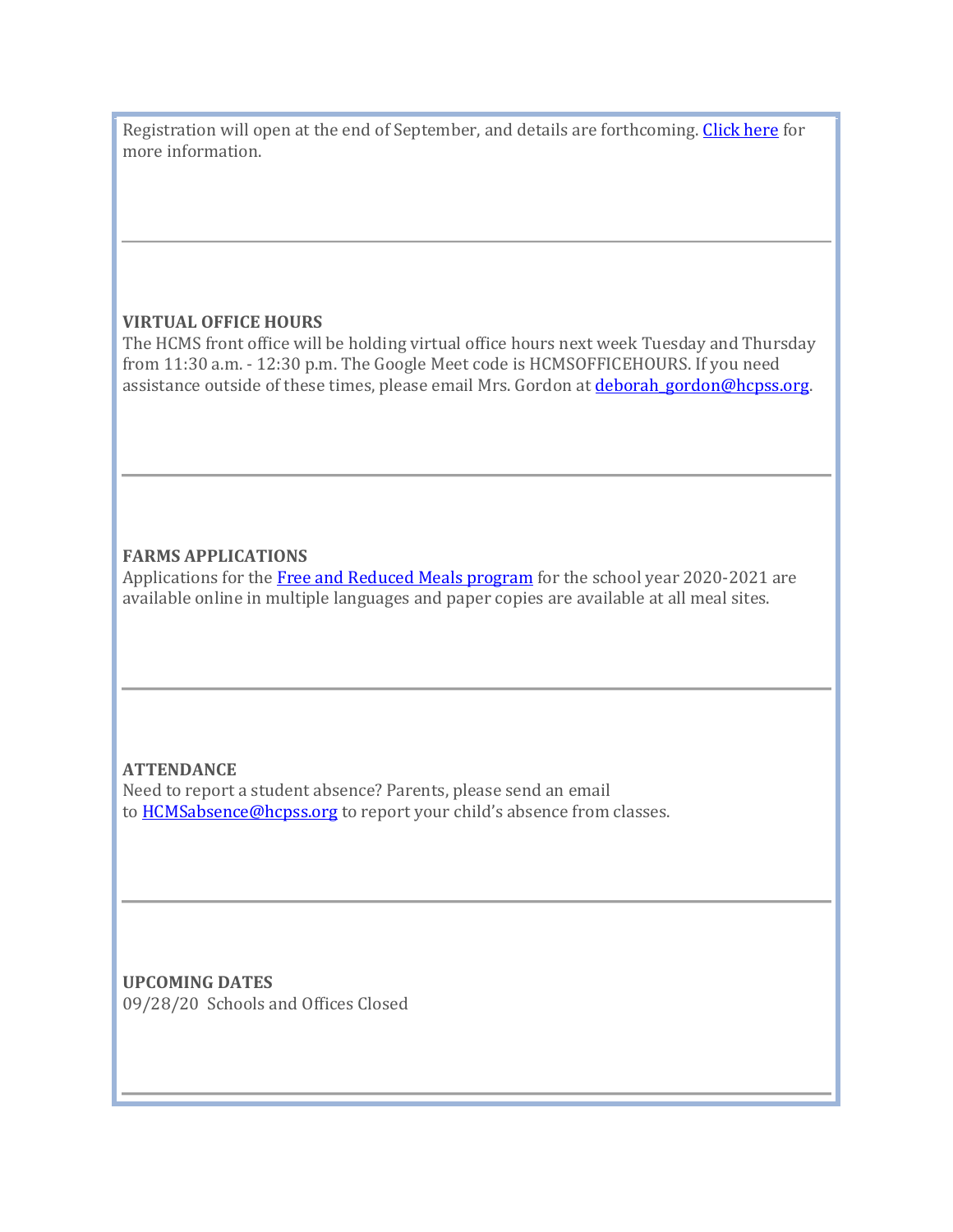Registration will open at the end of September, and details are forthcoming. [Click here](#) for more information.

---

**VIRTUAL OFFICE HOURS**
The HCMS front office will be holding virtual office hours next week Tuesday and Thursday from 11:30 a.m. - 12:30 p.m. The Google Meet code is HCMSOFFICEHOURS. If you need assistance outside of these times, please email Mrs. Gordon at [deborah_gordon@hcpss.org](mailto:deborah_gordon@hcpss.org).

---

**FARMS APPLICATIONS**
Applications for the [Free and Reduced Meals program](#) for the school year 2020-2021 are available online in multiple languages and paper copies are available at all meal sites.

---

**ATTENDANCE**
Need to report a student absence? Parents, please send an email to [HCMSabsence@hcpss.org](mailto:HCMSabsence@hcpss.org) to report your child's absence from classes.

---

**UPCOMING DATES**
09/28/20 Schools and Offices Closed

---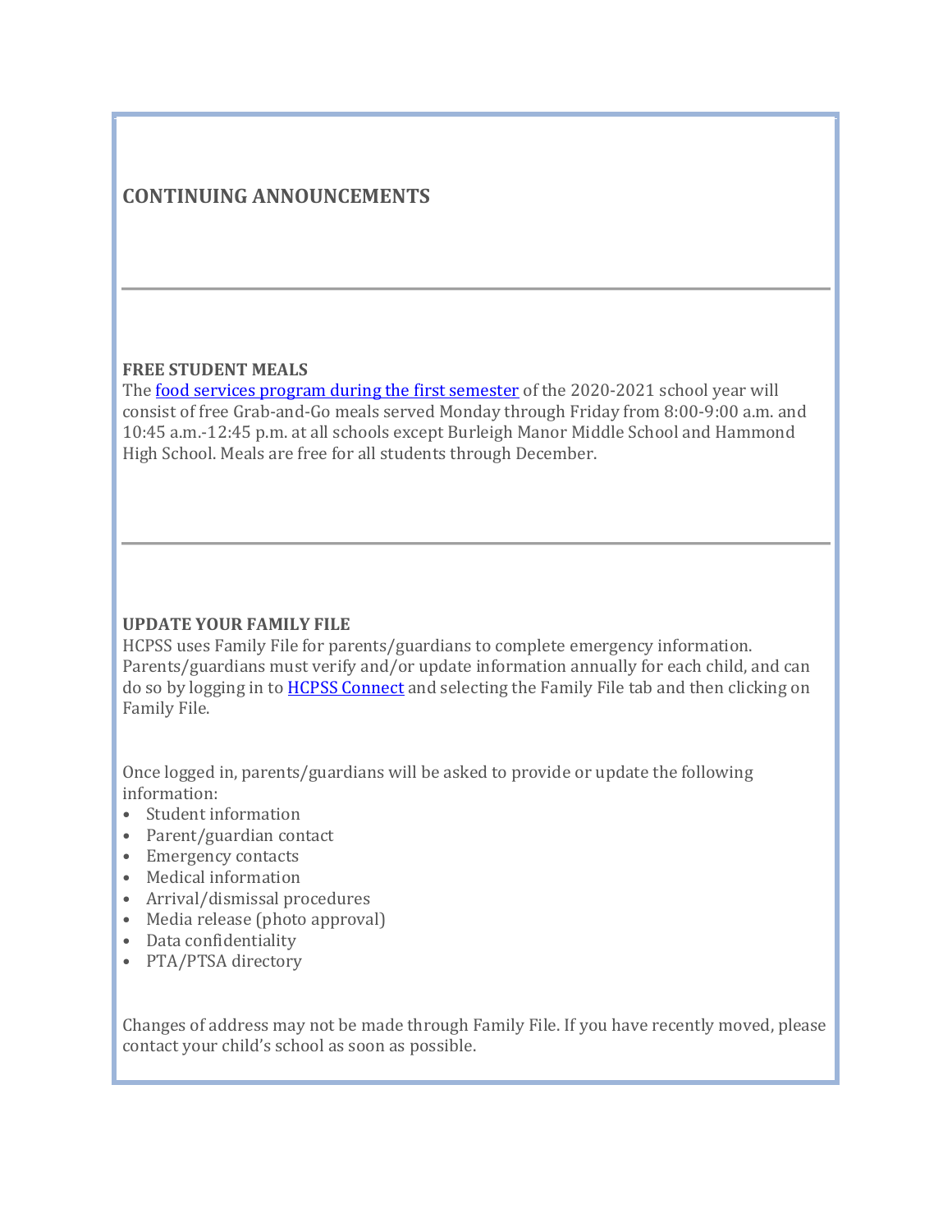## CONTINUING ANNOUNCEMENTS

---

**FREE STUDENT MEALS**
The food services program during the first semester of the 2020-2021 school year will consist of free Grab-and-Go meals served Monday through Friday from 8:00-9:00 a.m. and 10:45 a.m.-12:45 p.m. at all schools except Burleigh Manor Middle School and Hammond High School. Meals are free for all students through December.

---

**UPDATE YOUR FAMILY FILE**
HCPSS uses Family File for parents/guardians to complete emergency information. Parents/guardians must verify and/or update information annually for each child, and can do so by logging in to HCPSS Connect and selecting the Family File tab and then clicking on Family File.

Once logged in, parents/guardians will be asked to provide or update the following information:

- Student information
- Parent/guardian contact
- Emergency contacts
- Medical information
- Arrival/dismissal procedures
- Media release (photo approval)
- Data confidentiality
- PTA/PTSA directory

Changes of address may not be made through Family File. If you have recently moved, please contact your child's school as soon as possible.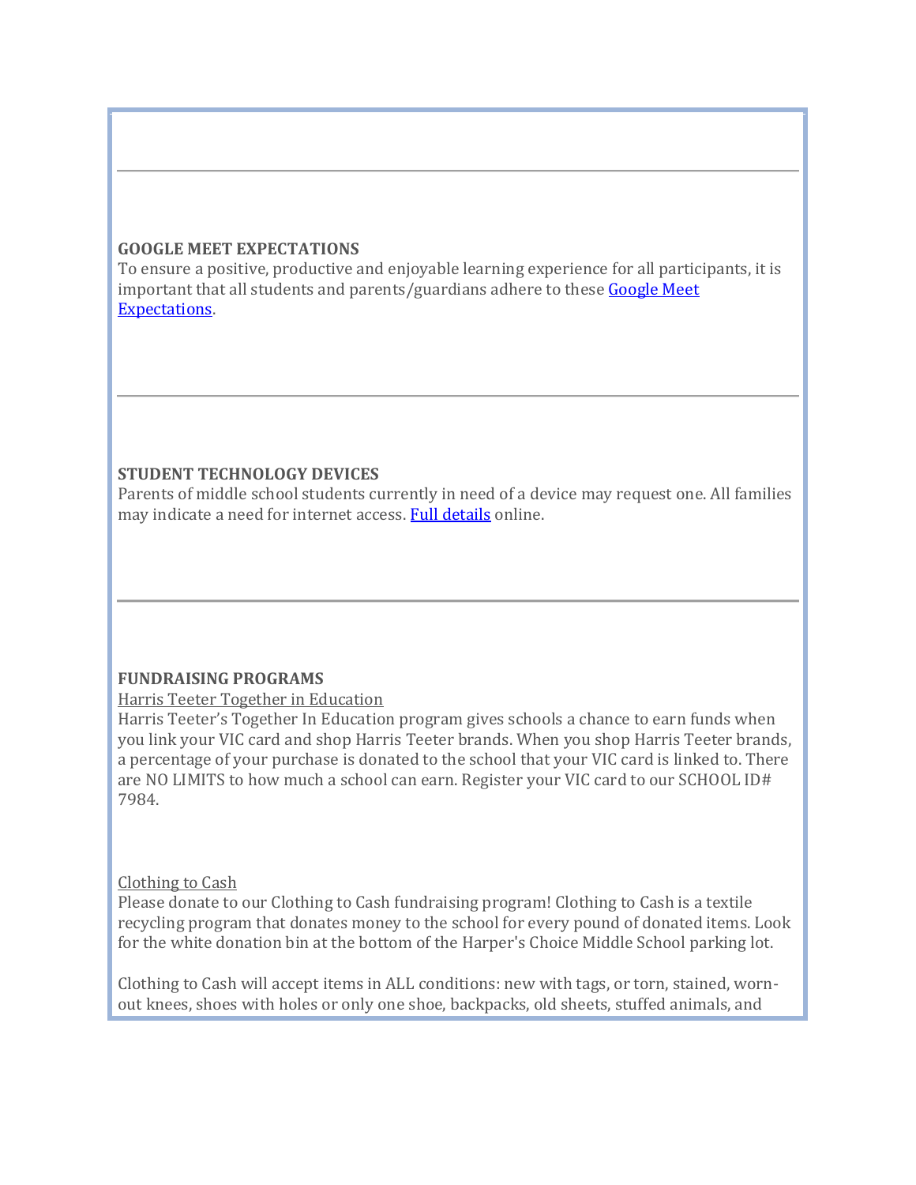---

**GOOGLE MEET EXPECTATIONS**

To ensure a positive, productive and enjoyable learning experience for all participants, it is important that all students and parents/guardians adhere to these Google Meet Expectations.

---

**STUDENT TECHNOLOGY DEVICES**

Parents of middle school students currently in need of a device may request one. All families may indicate a need for internet access. Full details online.

---

**FUNDRAISING PROGRAMS**

Harris Teeter Together in Education

Harris Teeter's Together In Education program gives schools a chance to earn funds when you link your VIC card and shop Harris Teeter brands. When you shop Harris Teeter brands, a percentage of your purchase is donated to the school that your VIC card is linked to. There are NO LIMITS to how much a school can earn. Register your VIC card to our SCHOOL ID# 7984.

Clothing to Cash

Please donate to our Clothing to Cash fundraising program! Clothing to Cash is a textile recycling program that donates money to the school for every pound of donated items. Look for the white donation bin at the bottom of the Harper's Choice Middle School parking lot.

Clothing to Cash will accept items in ALL conditions: new with tags, or torn, stained, worn-out knees, shoes with holes or only one shoe, backpacks, old sheets, stuffed animals, and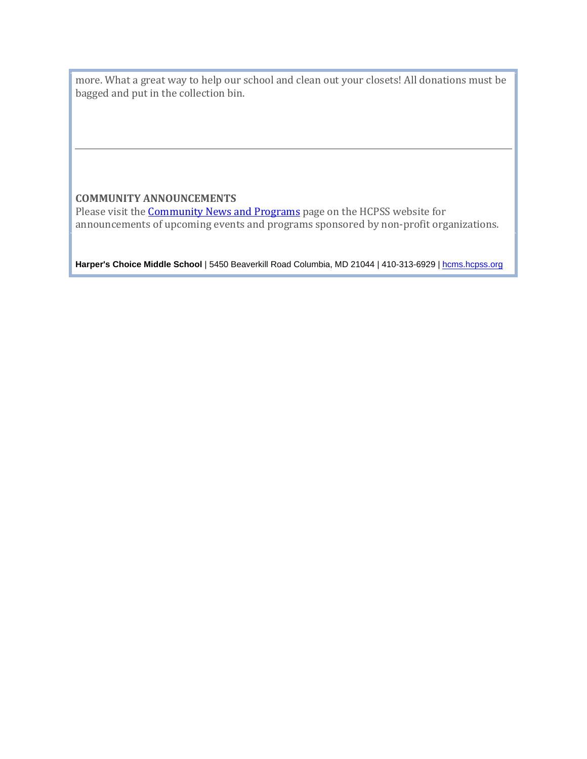more. What a great way to help our school and clean out your closets! All donations must be bagged and put in the collection bin.

---

**COMMUNITY ANNOUNCEMENTS**

Please visit the Community News and Programs page on the HCPSS website for announcements of upcoming events and programs sponsored by non-profit organizations.

**Harper's Choice Middle School** | 5450 Beaverkill Road Columbia, MD 21044 | 410-313-6929 | hcms.hcpss.org